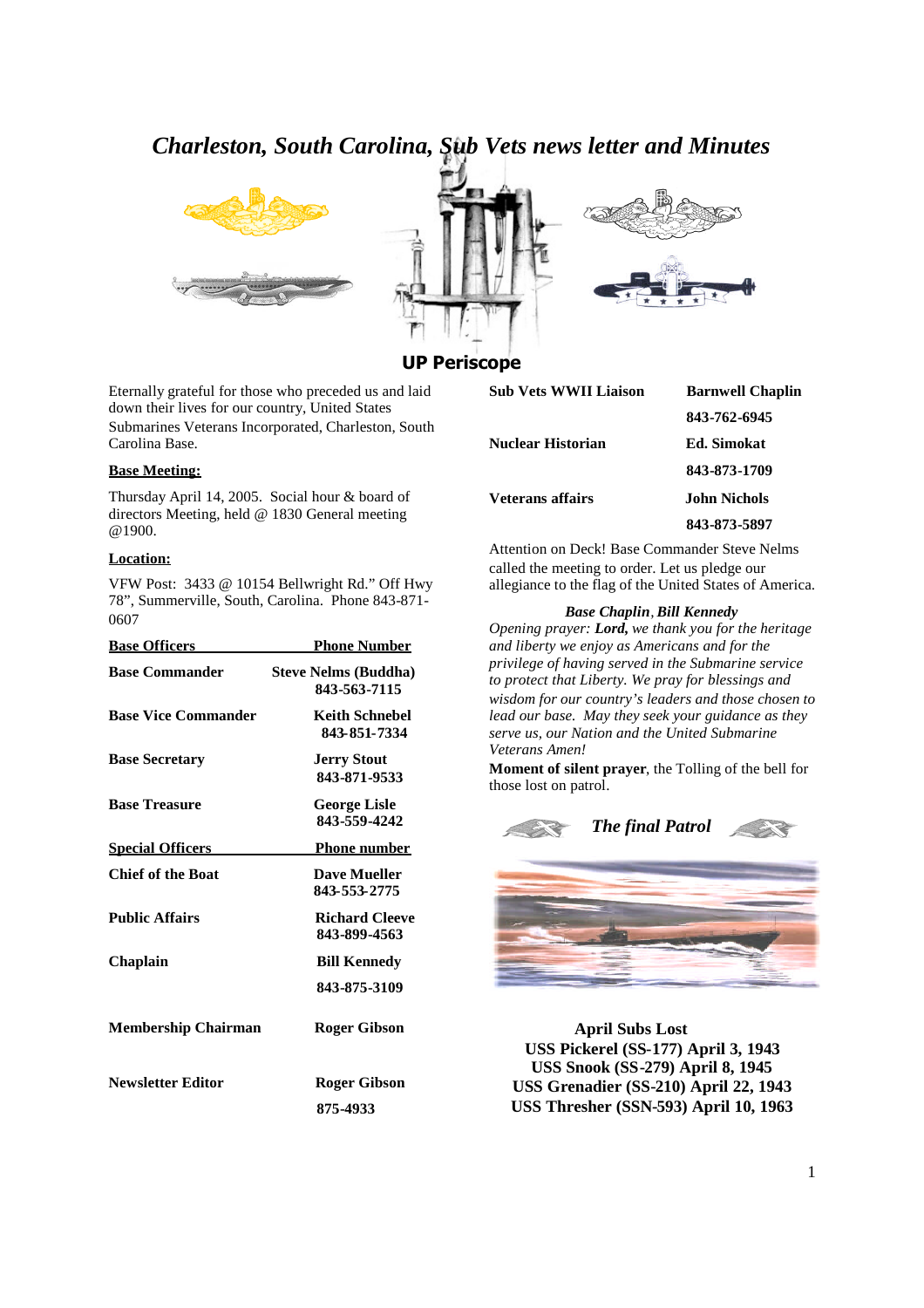# Charleston, South Carolina, Sub Vets news letter and Minutes

## UP Periscope

Eternally grateful for those who preceded us and laid down their lives for our country, United States Submarines Veterans Incorporated, Charleston, South Carolina Base.

**Base Meeting:**

Thursday April 14, 2005. Social hour & board of directors Meeting, held @ 1830 General meeting @1900.

**Location:**

VFW Post: 3433 @ 10154 Bellwright Rd." Off Hwy 78", Summerville, South, Carolina. Phone 843-871-0607

| Base Officers | Phone Number |
|---|---|
| **Base Commander** | **Steve Nelms (Buddha) 843-563-7115** |
| **Base Vice Commander** | **Keith Schnebel 843-851-7334** |
| **Base Secretary** | **Jerry Stout 843-871-9533** |
| **Base Treasure** | **George Lisle 843-559-4242** |

| Special Officers | Phone number |
|---|---|
| **Chief of the Boat** | **Dave Mueller 843-553-2775** |
| **Public Affairs** | **Richard Cleeve 843-899-4563** |
| **Chaplain** | **Bill Kennedy 843-875-3109** |
| **Membership Chairman** | **Roger Gibson** |
| **Newsletter Editor** | **Roger Gibson 875-4933** |
| **Sub Vets WWII Liaison** | **Barnwell Chaplin 843-762-6945** |
| **Nuclear Historian** | **Ed. Simokat 843-873-1709** |
| **Veterans affairs** | **John Nichols 843-873-5897** |

Attention on Deck! Base Commander Steve Nelms called the meeting to order. Let us pledge our allegiance to the flag of the United States of America.

***Base Chaplain, Bill Kennedy***

*Opening prayer: **Lord,** we thank you for the heritage and liberty we enjoy as Americans and for the privilege of having served in the Submarine service to protect that Liberty. We pray for blessings and wisdom for our country's leaders and those chosen to lead our base. May they seek your guidance as they serve us, our Nation and the United Submarine Veterans Amen!*

**Moment of silent prayer**, the Tolling of the bell for those lost on patrol.

***The final Patrol***

**April Subs Lost**
**USS Pickerel (SS-177) April 3, 1943**
**USS Snook (SS-279) April 8, 1945**
**USS Grenadier (SS-210) April 22, 1943**
**USS Thresher (SSN-593) April 10, 1963**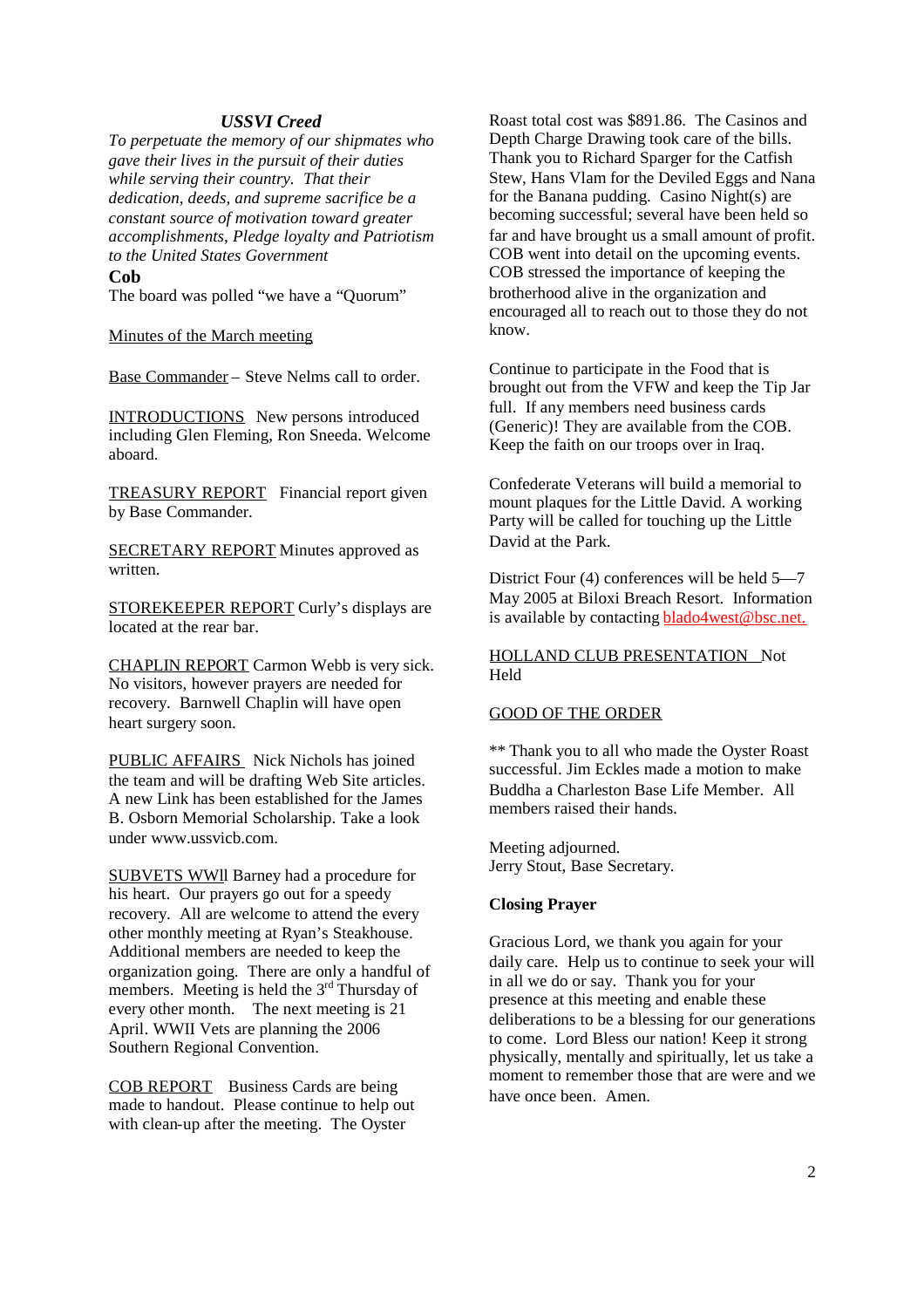### *USSVI Creed*

*To perpetuate the memory of our shipmates who gave their lives in the pursuit of their duties while serving their country. That their dedication, deeds, and supreme sacrifice be a constant source of motivation toward greater accomplishments, Pledge loyalty and Patriotism to the United States Government*

**Cob**

The board was polled "we have a "Quorum"

Minutes of the March meeting

Base Commander – Steve Nelms call to order.

INTRODUCTIONS New persons introduced including Glen Fleming, Ron Sneeda. Welcome aboard.

TREASURY REPORT Financial report given by Base Commander.

SECRETARY REPORT Minutes approved as written.

STOREKEEPER REPORT Curly's displays are located at the rear bar.

CHAPLIN REPORT Carmon Webb is very sick. No visitors, however prayers are needed for recovery. Barnwell Chaplin will have open heart surgery soon.

PUBLIC AFFAIRS Nick Nichols has joined the team and will be drafting Web Site articles. A new Link has been established for the James B. Osborn Memorial Scholarship. Take a look under www.ussvicb.com.

SUBVETS WWll Barney had a procedure for his heart. Our prayers go out for a speedy recovery. All are welcome to attend the every other monthly meeting at Ryan's Steakhouse. Additional members are needed to keep the organization going. There are only a handful of members. Meeting is held the 3rd Thursday of every other month. The next meeting is 21 April. WWII Vets are planning the 2006 Southern Regional Convention.

COB REPORT Business Cards are being made to handout. Please continue to help out with clean-up after the meeting. The Oyster Roast total cost was $891.86. The Casinos and Depth Charge Drawing took care of the bills. Thank you to Richard Sparger for the Catfish Stew, Hans Vlam for the Deviled Eggs and Nana for the Banana pudding. Casino Night(s) are becoming successful; several have been held so far and have brought us a small amount of profit. COB went into detail on the upcoming events. COB stressed the importance of keeping the brotherhood alive in the organization and encouraged all to reach out to those they do not know.

Continue to participate in the Food that is brought out from the VFW and keep the Tip Jar full. If any members need business cards (Generic)! They are available from the COB. Keep the faith on our troops over in Iraq.

Confederate Veterans will build a memorial to mount plaques for the Little David. A working Party will be called for touching up the Little David at the Park.

District Four (4) conferences will be held 5—7 May 2005 at Biloxi Breach Resort. Information is available by contacting blado4west@bsc.net.

HOLLAND CLUB PRESENTATION Not Held

GOOD OF THE ORDER

** Thank you to all who made the Oyster Roast successful. Jim Eckles made a motion to make Buddha a Charleston Base Life Member. All members raised their hands.

Meeting adjourned.
Jerry Stout, Base Secretary.

**Closing Prayer**

Gracious Lord, we thank you again for your daily care. Help us to continue to seek your will in all we do or say. Thank you for your presence at this meeting and enable these deliberations to be a blessing for our generations to come. Lord Bless our nation! Keep it strong physically, mentally and spiritually, let us take a moment to remember those that are were and we have once been. Amen.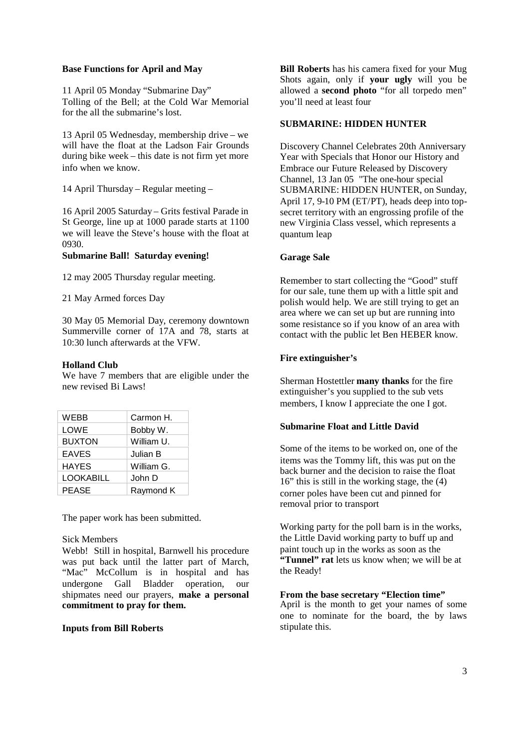**Base Functions for April and May**

11 April 05 Monday "Submarine Day"
Tolling of the Bell; at the Cold War Memorial for the all the submarine's lost.

13 April 05 Wednesday, membership drive – we will have the float at the Ladson Fair Grounds during bike week – this date is not firm yet more info when we know.

14 April Thursday – Regular meeting –

16 April 2005 Saturday – Grits festival Parade in St George, line up at 1000 parade starts at 1100 we will leave the Steve's house with the float at 0930.

**Submarine Ball! Saturday evening!**

12 may 2005 Thursday regular meeting.

21 May Armed forces Day

30 May 05 Memorial Day, ceremony downtown Summerville corner of 17A and 78, starts at 10:30 lunch afterwards at the VFW.

**Holland Club**

We have 7 members that are eligible under the new revised Bi Laws!

| | |
|---|---|
| WEBB | Carmon H. |
| LOWE | Bobby W. |
| BUXTON | William U. |
| EAVES | Julian B |
| HAYES | William G. |
| LOOKABILL | John D |
| PEASE | Raymond K |

The paper work has been submitted.

Sick Members

Webb! Still in hospital, Barnwell his procedure was put back until the latter part of March, "Mac" McCollum is in hospital and has undergone Gall Bladder operation, our shipmates need our prayers, **make a personal commitment to pray for them.**

**Inputs from Bill Roberts**

**Bill Roberts** has his camera fixed for your Mug Shots again, only if **your ugly** will you be allowed a **second photo** "for all torpedo men" you'll need at least four

**SUBMARINE: HIDDEN HUNTER**

Discovery Channel Celebrates 20th Anniversary Year with Specials that Honor our History and Embrace our Future Released by Discovery Channel, 13 Jan 05 "The one-hour special SUBMARINE: HIDDEN HUNTER, on Sunday, April 17, 9-10 PM (ET/PT), heads deep into top-secret territory with an engrossing profile of the new Virginia Class vessel, which represents a quantum leap

**Garage Sale**

Remember to start collecting the "Good" stuff for our sale, tune them up with a little spit and polish would help. We are still trying to get an area where we can set up but are running into some resistance so if you know of an area with contact with the public let Ben HEBER know.

**Fire extinguisher's**

Sherman Hostettler **many thanks** for the fire extinguisher's you supplied to the sub vets members, I know I appreciate the one I got.

**Submarine Float and Little David**

Some of the items to be worked on, one of the items was the Tommy lift, this was put on the back burner and the decision to raise the float 16" this is still in the working stage, the (4) corner poles have been cut and pinned for removal prior to transport

Working party for the poll barn is in the works, the Little David working party to buff up and paint touch up in the works as soon as the **"Tunnel" rat** lets us know when; we will be at the Ready!

**From the base secretary "Election time"**

April is the month to get your names of some one to nominate for the board, the by laws stipulate this.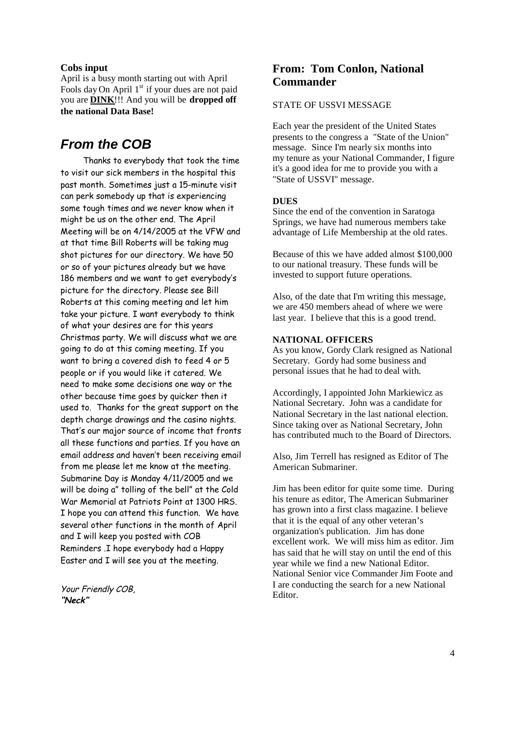**Cobs input**

April is a busy month starting out with April Fools day On April 1st if your dues are not paid you are **DINK**!!! And you will be **dropped off the national Data Base!**

## *From the COB*

Thanks to everybody that took the time to visit our sick members in the hospital this past month. Sometimes just a 15-minute visit can perk somebody up that is experiencing some tough times and we never know when it might be us on the other end. The April Meeting will be on 4/14/2005 at the VFW and at that time Bill Roberts will be taking mug shot pictures for our directory. We have 50 or so of your pictures already but we have 186 members and we want to get everybody's picture for the directory. Please see Bill Roberts at this coming meeting and let him take your picture. I want everybody to think of what your desires are for this years Christmas party. We will discuss what we are going to do at this coming meeting. If you want to bring a covered dish to feed 4 or 5 people or if you would like it catered. We need to make some decisions one way or the other because time goes by quicker then it used to. Thanks for the great support on the depth charge drawings and the casino nights. That's our major source of income that fronts all these functions and parties. If you have an email address and haven't been receiving email from me please let me know at the meeting. Submarine Day is Monday 4/11/2005 and we will be doing a" tolling of the bell" at the Cold War Memorial at Patriots Point at 1300 HRS. I hope you can attend this function. We have several other functions in the month of April and I will keep you posted with COB Reminders .I hope everybody had a Happy Easter and I will see you at the meeting.

*Your Friendly COB,*
***"Neck"***

## From: Tom Conlon, National Commander

STATE OF USSVI MESSAGE

Each year the president of the United States presents to the congress a "State of the Union" message. Since I'm nearly six months into my tenure as your National Commander, I figure it's a good idea for me to provide you with a "State of USSVI" message.

**DUES**

Since the end of the convention in Saratoga Springs, we have had numerous members take advantage of Life Membership at the old rates.

Because of this we have added almost $100,000 to our national treasury. These funds will be invested to support future operations.

Also, of the date that I'm writing this message, we are 450 members ahead of where we were last year. I believe that this is a good trend.

**NATIONAL OFFICERS**

As you know, Gordy Clark resigned as National Secretary. Gordy had some business and personal issues that he had to deal with.

Accordingly, I appointed John Markiewicz as National Secretary. John was a candidate for National Secretary in the last national election. Since taking over as National Secretary, John has contributed much to the Board of Directors.

Also, Jim Terrell has resigned as Editor of The American Submariner.

Jim has been editor for quite some time. During his tenure as editor, The American Submariner has grown into a first class magazine. I believe that it is the equal of any other veteran's organization's publication. Jim has done excellent work. We will miss him as editor. Jim has said that he will stay on until the end of this year while we find a new National Editor. National Senior vice Commander Jim Foote and I are conducting the search for a new National Editor.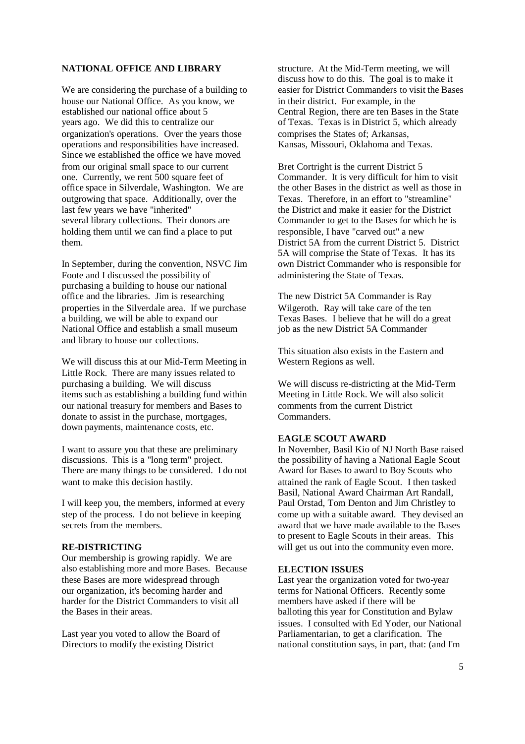## NATIONAL OFFICE AND LIBRARY

We are considering the purchase of a building to house our National Office. As you know, we established our national office about 5 years ago. We did this to centralize our organization's operations. Over the years those operations and responsibilities have increased. Since we established the office we have moved from our original small space to our current one. Currently, we rent 500 square feet of office space in Silverdale, Washington. We are outgrowing that space. Additionally, over the last few years we have "inherited" several library collections. Their donors are holding them until we can find a place to put them.

In September, during the convention, NSVC Jim Foote and I discussed the possibility of purchasing a building to house our national office and the libraries. Jim is researching properties in the Silverdale area. If we purchase a building, we will be able to expand our National Office and establish a small museum and library to house our collections.

We will discuss this at our Mid-Term Meeting in Little Rock. There are many issues related to purchasing a building. We will discuss items such as establishing a building fund within our national treasury for members and Bases to donate to assist in the purchase, mortgages, down payments, maintenance costs, etc.

I want to assure you that these are preliminary discussions. This is a "long term" project. There are many things to be considered. I do not want to make this decision hastily.

I will keep you, the members, informed at every step of the process. I do not believe in keeping secrets from the members.

## RE-DISTRICTING

Our membership is growing rapidly. We are also establishing more and more Bases. Because these Bases are more widespread through our organization, it's becoming harder and harder for the District Commanders to visit all the Bases in their areas.

Last year you voted to allow the Board of Directors to modify the existing District structure. At the Mid-Term meeting, we will discuss how to do this. The goal is to make it easier for District Commanders to visit the Bases in their district. For example, in the Central Region, there are ten Bases in the State of Texas. Texas is in District 5, which already comprises the States of; Arkansas, Kansas, Missouri, Oklahoma and Texas.

Bret Cortright is the current District 5 Commander. It is very difficult for him to visit the other Bases in the district as well as those in Texas. Therefore, in an effort to "streamline" the District and make it easier for the District Commander to get to the Bases for which he is responsible, I have "carved out" a new District 5A from the current District 5. District 5A will comprise the State of Texas. It has its own District Commander who is responsible for administering the State of Texas.

The new District 5A Commander is Ray Wilgeroth. Ray will take care of the ten Texas Bases. I believe that he will do a great job as the new District 5A Commander

This situation also exists in the Eastern and Western Regions as well.

We will discuss re-districting at the Mid-Term Meeting in Little Rock. We will also solicit comments from the current District Commanders.

## EAGLE SCOUT AWARD

In November, Basil Kio of NJ North Base raised the possibility of having a National Eagle Scout Award for Bases to award to Boy Scouts who attained the rank of Eagle Scout. I then tasked Basil, National Award Chairman Art Randall, Paul Orstad, Tom Denton and Jim Christley to come up with a suitable award. They devised an award that we have made available to the Bases to present to Eagle Scouts in their areas. This will get us out into the community even more.

## ELECTION ISSUES

Last year the organization voted for two-year terms for National Officers. Recently some members have asked if there will be balloting this year for Constitution and Bylaw issues. I consulted with Ed Yoder, our National Parliamentarian, to get a clarification. The national constitution says, in part, that: (and I'm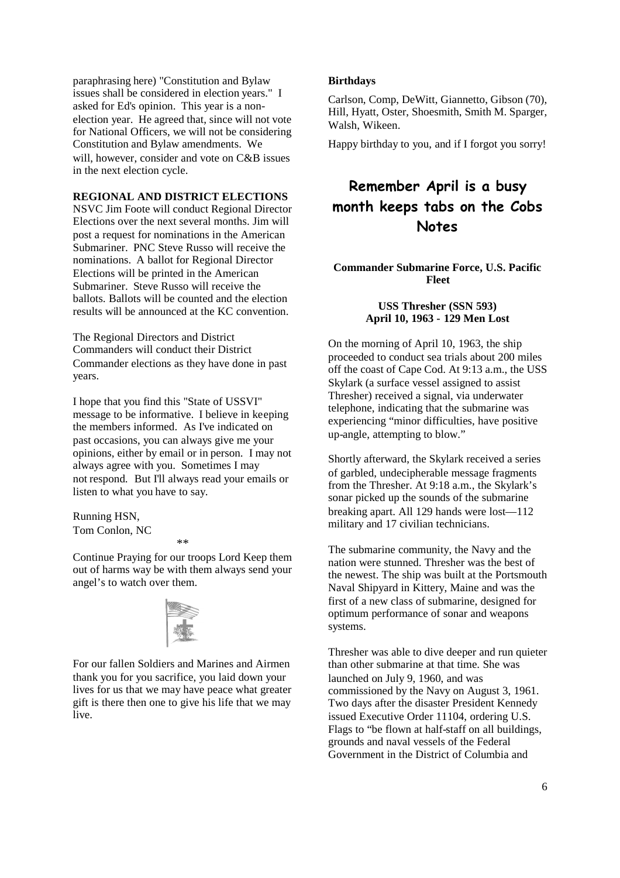paraphrasing here) "Constitution and Bylaw issues shall be considered in election years." I asked for Ed's opinion. This year is a non-election year. He agreed that, since will not vote for National Officers, we will not be considering Constitution and Bylaw amendments. We will, however, consider and vote on C&B issues in the next election cycle.

**REGIONAL AND DISTRICT ELECTIONS**

NSVC Jim Foote will conduct Regional Director Elections over the next several months. Jim will post a request for nominations in the American Submariner. PNC Steve Russo will receive the nominations. A ballot for Regional Director Elections will be printed in the American Submariner. Steve Russo will receive the ballots. Ballots will be counted and the election results will be announced at the KC convention.

The Regional Directors and District Commanders will conduct their District Commander elections as they have done in past years.

I hope that you find this "State of USSVI" message to be informative. I believe in keeping the members informed. As I've indicated on past occasions, you can always give me your opinions, either by email or in person. I may not always agree with you. Sometimes I may not respond. But I'll always read your emails or listen to what you have to say.

Running HSN,
Tom Conlon, NC

**

Continue Praying for our troops Lord Keep them out of harms way be with them always send your angel's to watch over them.

For our fallen Soldiers and Marines and Airmen thank you for you sacrifice, you laid down your lives for us that we may have peace what greater gift is there then one to give his life that we may live.

**Birthdays**

Carlson, Comp, DeWitt, Giannetto, Gibson (70), Hill, Hyatt, Oster, Shoesmith, Smith M. Sparger, Walsh, Wikeen.

Happy birthday to you, and if I forgot you sorry!

## Remember April is a busy month keeps tabs on the Cobs Notes

**Commander Submarine Force, U.S. Pacific Fleet**

**USS Thresher (SSN 593)**
**April 10, 1963 - 129 Men Lost**

On the morning of April 10, 1963, the ship proceeded to conduct sea trials about 200 miles off the coast of Cape Cod. At 9:13 a.m., the USS Skylark (a surface vessel assigned to assist Thresher) received a signal, via underwater telephone, indicating that the submarine was experiencing "minor difficulties, have positive up-angle, attempting to blow."

Shortly afterward, the Skylark received a series of garbled, undecipherable message fragments from the Thresher. At 9:18 a.m., the Skylark's sonar picked up the sounds of the submarine breaking apart. All 129 hands were lost—112 military and 17 civilian technicians.

The submarine community, the Navy and the nation were stunned. Thresher was the best of the newest. The ship was built at the Portsmouth Naval Shipyard in Kittery, Maine and was the first of a new class of submarine, designed for optimum performance of sonar and weapons systems.

Thresher was able to dive deeper and run quieter than other submarine at that time. She was launched on July 9, 1960, and was commissioned by the Navy on August 3, 1961. Two days after the disaster President Kennedy issued Executive Order 11104, ordering U.S. Flags to "be flown at half-staff on all buildings, grounds and naval vessels of the Federal Government in the District of Columbia and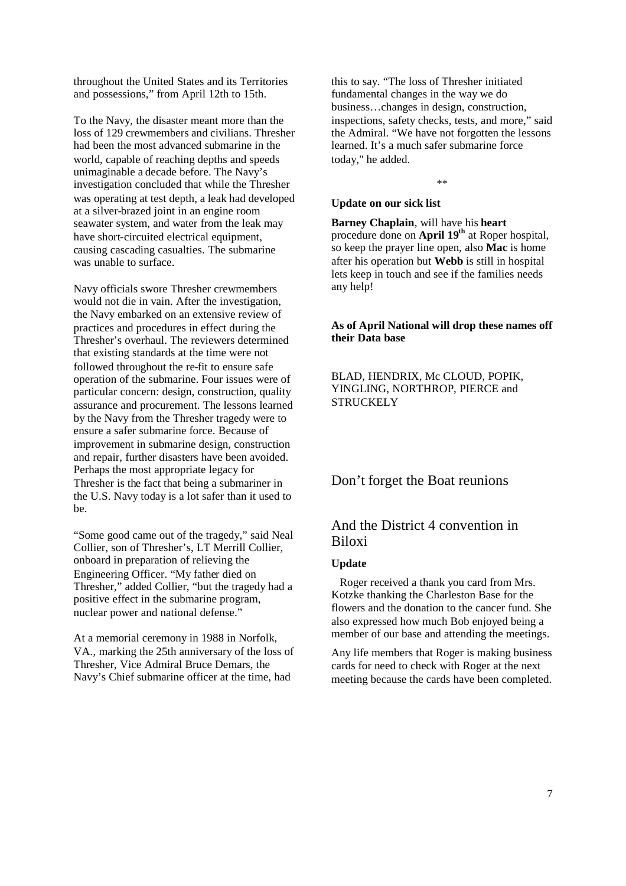throughout the United States and its Territories and possessions," from April 12th to 15th.

To the Navy, the disaster meant more than the loss of 129 crewmembers and civilians. Thresher had been the most advanced submarine in the world, capable of reaching depths and speeds unimaginable a decade before. The Navy's investigation concluded that while the Thresher was operating at test depth, a leak had developed at a silver-brazed joint in an engine room seawater system, and water from the leak may have short-circuited electrical equipment, causing cascading casualties. The submarine was unable to surface.

Navy officials swore Thresher crewmembers would not die in vain. After the investigation, the Navy embarked on an extensive review of practices and procedures in effect during the Thresher's overhaul. The reviewers determined that existing standards at the time were not followed throughout the re-fit to ensure safe operation of the submarine. Four issues were of particular concern: design, construction, quality assurance and procurement. The lessons learned by the Navy from the Thresher tragedy were to ensure a safer submarine force. Because of improvement in submarine design, construction and repair, further disasters have been avoided. Perhaps the most appropriate legacy for Thresher is the fact that being a submariner in the U.S. Navy today is a lot safer than it used to be.

"Some good came out of the tragedy," said Neal Collier, son of Thresher's, LT Merrill Collier, onboard in preparation of relieving the Engineering Officer. "My father died on Thresher," added Collier, "but the tragedy had a positive effect in the submarine program, nuclear power and national defense."

At a memorial ceremony in 1988 in Norfolk, VA., marking the 25th anniversary of the loss of Thresher, Vice Admiral Bruce Demars, the Navy's Chief submarine officer at the time, had this to say. "The loss of Thresher initiated fundamental changes in the way we do business…changes in design, construction, inspections, safety checks, tests, and more," said the Admiral. "We have not forgotten the lessons learned. It's a much safer submarine force today," he added.

**

**Update on our sick list**

**Barney Chaplain**, will have his **heart** procedure done on **April 19th** at Roper hospital, so keep the prayer line open, also **Mac** is home after his operation but **Webb** is still in hospital lets keep in touch and see if the families needs any help!

**As of April National will drop these names off their Data base**

BLAD, HENDRIX, Mc CLOUD, POPIK, YINGLING, NORTHROP, PIERCE and STRUCKELY

## Don't forget the Boat reunions

## And the District 4 convention in Biloxi

**Update**

Roger received a thank you card from Mrs. Kotzke thanking the Charleston Base for the flowers and the donation to the cancer fund. She also expressed how much Bob enjoyed being a member of our base and attending the meetings.

Any life members that Roger is making business cards for need to check with Roger at the next meeting because the cards have been completed.